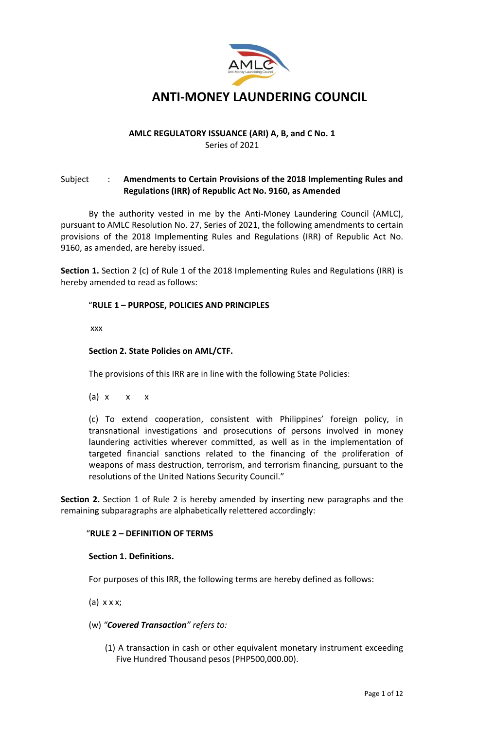# ANTI-MONEY LAUNDERING COUNCIL

**AMLC REGULATORY ISSUANCE (ARI) A, B, and C No. 1**
Series of 2021

Subject : **Amendments to Certain Provisions of the 2018 Implementing Rules and Regulations (IRR) of Republic Act No. 9160, as Amended**

By the authority vested in me by the Anti-Money Laundering Council (AMLC), pursuant to AMLC Resolution No. 27, Series of 2021, the following amendments to certain provisions of the 2018 Implementing Rules and Regulations (IRR) of Republic Act No. 9160, as amended, are hereby issued.

**Section 1.** Section 2 (c) of Rule 1 of the 2018 Implementing Rules and Regulations (IRR) is hereby amended to read as follows:

"**RULE 1 – PURPOSE, POLICIES AND PRINCIPLES**

xxx

**Section 2. State Policies on AML/CTF.**

The provisions of this IRR are in line with the following State Policies:

(a) x x x

(c) To extend cooperation, consistent with Philippines' foreign policy, in transnational investigations and prosecutions of persons involved in money laundering activities wherever committed, as well as in the implementation of targeted financial sanctions related to the financing of the proliferation of weapons of mass destruction, terrorism, and terrorism financing, pursuant to the resolutions of the United Nations Security Council."

**Section 2.** Section 1 of Rule 2 is hereby amended by inserting new paragraphs and the remaining subparagraphs are alphabetically relettered accordingly:

"**RULE 2 – DEFINITION OF TERMS**

**Section 1. Definitions.**

For purposes of this IRR, the following terms are hereby defined as follows:

(a) x x x;

(w) *"**Covered Transaction**" refers to:*

(1) A transaction in cash or other equivalent monetary instrument exceeding Five Hundred Thousand pesos (PHP500,000.00).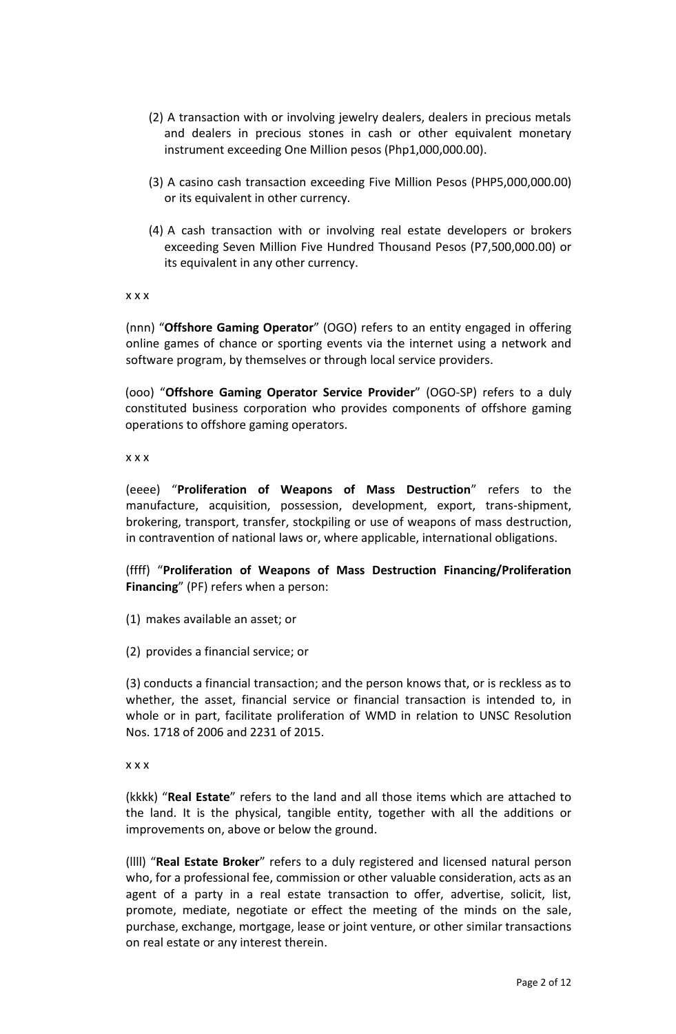(2) A transaction with or involving jewelry dealers, dealers in precious metals and dealers in precious stones in cash or other equivalent monetary instrument exceeding One Million pesos (Php1,000,000.00).

(3) A casino cash transaction exceeding Five Million Pesos (PHP5,000,000.00) or its equivalent in other currency.

(4) A cash transaction with or involving real estate developers or brokers exceeding Seven Million Five Hundred Thousand Pesos (P7,500,000.00) or its equivalent in any other currency.

x x x

(nnn) "**Offshore Gaming Operator**" (OGO) refers to an entity engaged in offering online games of chance or sporting events via the internet using a network and software program, by themselves or through local service providers.

(ooo) "**Offshore Gaming Operator Service Provider**" (OGO-SP) refers to a duly constituted business corporation who provides components of offshore gaming operations to offshore gaming operators.

x x x

(eeee) "**Proliferation of Weapons of Mass Destruction**" refers to the manufacture, acquisition, possession, development, export, trans-shipment, brokering, transport, transfer, stockpiling or use of weapons of mass destruction, in contravention of national laws or, where applicable, international obligations.

(ffff) "**Proliferation of Weapons of Mass Destruction Financing/Proliferation Financing**" (PF) refers when a person:

(1) makes available an asset; or

(2) provides a financial service; or

(3) conducts a financial transaction; and the person knows that, or is reckless as to whether, the asset, financial service or financial transaction is intended to, in whole or in part, facilitate proliferation of WMD in relation to UNSC Resolution Nos. 1718 of 2006 and 2231 of 2015.

x x x

(kkkk) "**Real Estate**" refers to the land and all those items which are attached to the land. It is the physical, tangible entity, together with all the additions or improvements on, above or below the ground.

(llll) "**Real Estate Broker**" refers to a duly registered and licensed natural person who, for a professional fee, commission or other valuable consideration, acts as an agent of a party in a real estate transaction to offer, advertise, solicit, list, promote, mediate, negotiate or effect the meeting of the minds on the sale, purchase, exchange, mortgage, lease or joint venture, or other similar transactions on real estate or any interest therein.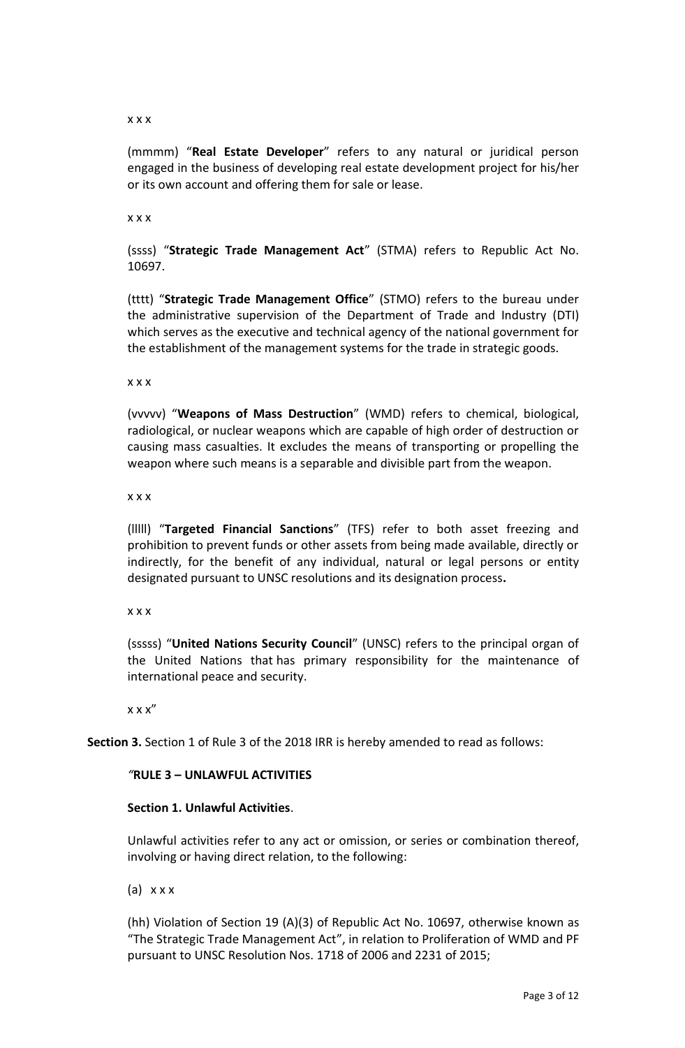x x x

(mmmm) "**Real Estate Developer**" refers to any natural or juridical person engaged in the business of developing real estate development project for his/her or its own account and offering them for sale or lease.

x x x

(ssss) "**Strategic Trade Management Act**" (STMA) refers to Republic Act No. 10697.

(tttt) "**Strategic Trade Management Office**" (STMO) refers to the bureau under the administrative supervision of the Department of Trade and Industry (DTI) which serves as the executive and technical agency of the national government for the establishment of the management systems for the trade in strategic goods.

x x x

(vvvvv) "**Weapons of Mass Destruction**" (WMD) refers to chemical, biological, radiological, or nuclear weapons which are capable of high order of destruction or causing mass casualties. It excludes the means of transporting or propelling the weapon where such means is a separable and divisible part from the weapon.

x x x

(lllll) "**Targeted Financial Sanctions**" (TFS) refer to both asset freezing and prohibition to prevent funds or other assets from being made available, directly or indirectly, for the benefit of any individual, natural or legal persons or entity designated pursuant to UNSC resolutions and its designation process**.**

x x x

(sssss) "**United Nations Security Council**" (UNSC) refers to the principal organ of the United Nations that has primary responsibility for the maintenance of international peace and security.

x x x"

**Section 3.** Section 1 of Rule 3 of the 2018 IRR is hereby amended to read as follows:

*"***RULE 3 – UNLAWFUL ACTIVITIES**

**Section 1. Unlawful Activities**.

Unlawful activities refer to any act or omission, or series or combination thereof, involving or having direct relation, to the following:

(a) x x x

(hh) Violation of Section 19 (A)(3) of Republic Act No. 10697, otherwise known as "The Strategic Trade Management Act", in relation to Proliferation of WMD and PF pursuant to UNSC Resolution Nos. 1718 of 2006 and 2231 of 2015;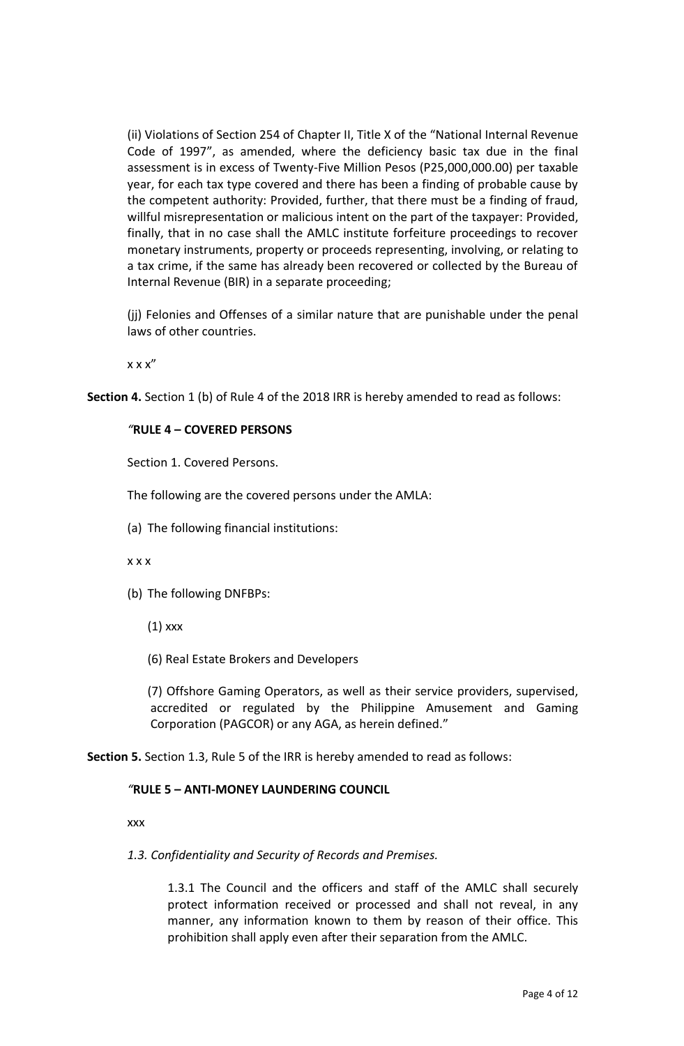(ii) Violations of Section 254 of Chapter II, Title X of the "National Internal Revenue Code of 1997", as amended, where the deficiency basic tax due in the final assessment is in excess of Twenty-Five Million Pesos (P25,000,000.00) per taxable year, for each tax type covered and there has been a finding of probable cause by the competent authority: Provided, further, that there must be a finding of fraud, willful misrepresentation or malicious intent on the part of the taxpayer: Provided, finally, that in no case shall the AMLC institute forfeiture proceedings to recover monetary instruments, property or proceeds representing, involving, or relating to a tax crime, if the same has already been recovered or collected by the Bureau of Internal Revenue (BIR) in a separate proceeding;

(jj) Felonies and Offenses of a similar nature that are punishable under the penal laws of other countries.

x x x"

**Section 4.** Section 1 (b) of Rule 4 of the 2018 IRR is hereby amended to read as follows:

*"***RULE 4 – COVERED PERSONS**

Section 1. Covered Persons.

The following are the covered persons under the AMLA:

(a) The following financial institutions:

x x x

(b) The following DNFBPs:

(1) xxx

(6) Real Estate Brokers and Developers

(7) Offshore Gaming Operators, as well as their service providers, supervised, accredited or regulated by the Philippine Amusement and Gaming Corporation (PAGCOR) or any AGA, as herein defined."

**Section 5.** Section 1.3, Rule 5 of the IRR is hereby amended to read as follows:

*"***RULE 5 – ANTI-MONEY LAUNDERING COUNCIL**

xxx

*1.3. Confidentiality and Security of Records and Premises.*

1.3.1 The Council and the officers and staff of the AMLC shall securely protect information received or processed and shall not reveal, in any manner, any information known to them by reason of their office. This prohibition shall apply even after their separation from the AMLC.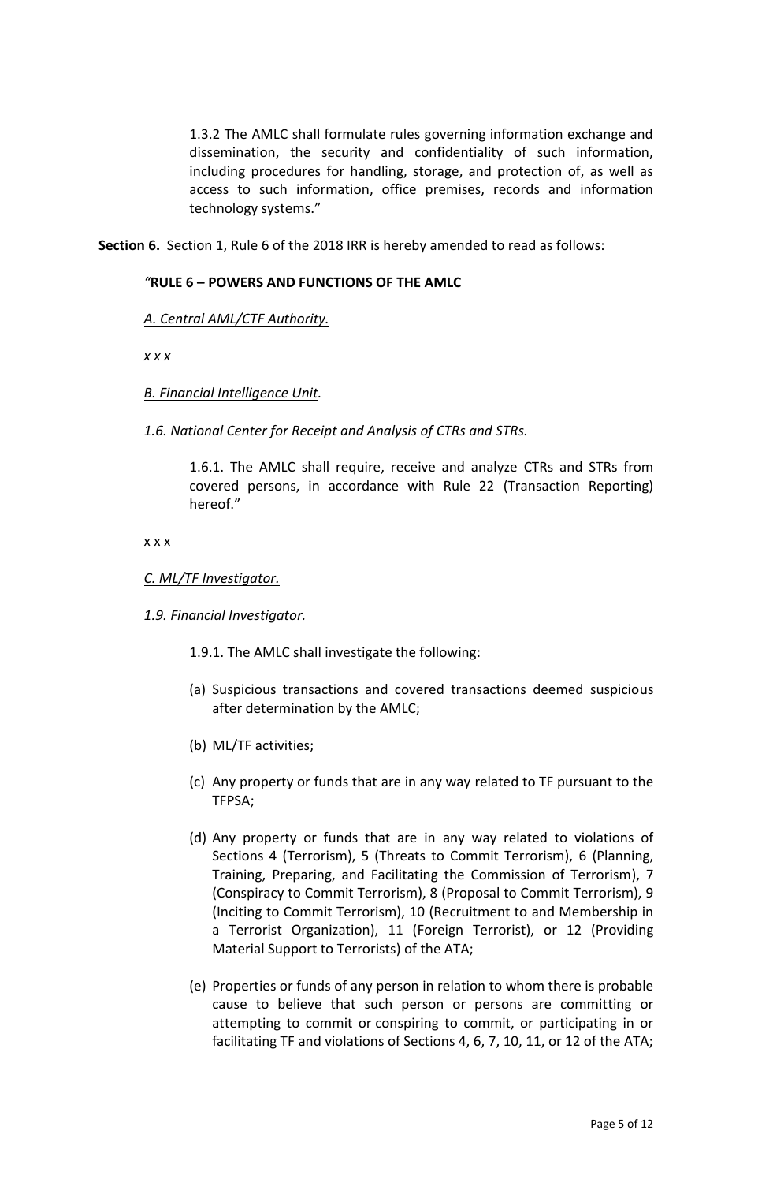1.3.2 The AMLC shall formulate rules governing information exchange and dissemination, the security and confidentiality of such information, including procedures for handling, storage, and protection of, as well as access to such information, office premises, records and information technology systems."

**Section 6.** Section 1, Rule 6 of the 2018 IRR is hereby amended to read as follows:

*"***RULE 6 – POWERS AND FUNCTIONS OF THE AMLC**

*A. Central AML/CTF Authority.*

*x x x*

*B. Financial Intelligence Unit.*

*1.6. National Center for Receipt and Analysis of CTRs and STRs.*

1.6.1. The AMLC shall require, receive and analyze CTRs and STRs from covered persons, in accordance with Rule 22 (Transaction Reporting) hereof."

x x x

*C. ML/TF Investigator.*

*1.9. Financial Investigator.*

1.9.1. The AMLC shall investigate the following:

(a) Suspicious transactions and covered transactions deemed suspicious after determination by the AMLC;

(b) ML/TF activities;

(c) Any property or funds that are in any way related to TF pursuant to the TFPSA;

(d) Any property or funds that are in any way related to violations of Sections 4 (Terrorism), 5 (Threats to Commit Terrorism), 6 (Planning, Training, Preparing, and Facilitating the Commission of Terrorism), 7 (Conspiracy to Commit Terrorism), 8 (Proposal to Commit Terrorism), 9 (Inciting to Commit Terrorism), 10 (Recruitment to and Membership in a Terrorist Organization), 11 (Foreign Terrorist), or 12 (Providing Material Support to Terrorists) of the ATA;

(e) Properties or funds of any person in relation to whom there is probable cause to believe that such person or persons are committing or attempting to commit or conspiring to commit, or participating in or facilitating TF and violations of Sections 4, 6, 7, 10, 11, or 12 of the ATA;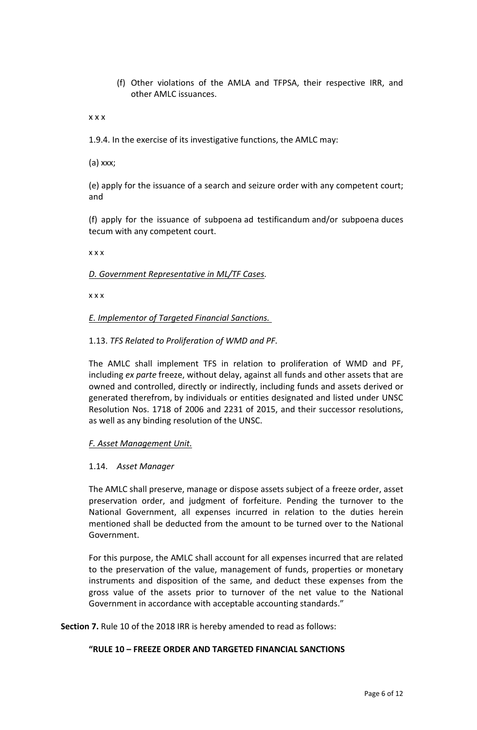(f) Other violations of the AMLA and TFPSA, their respective IRR, and other AMLC issuances.

x x x

1.9.4. In the exercise of its investigative functions, the AMLC may:

(a) xxx;

(e) apply for the issuance of a search and seizure order with any competent court; and

(f) apply for the issuance of subpoena ad testificandum and/or subpoena duces tecum with any competent court.

x x x

*D. Government Representative in ML/TF Cases.*

x x x

*E. Implementor of Targeted Financial Sanctions.*

1.13. *TFS Related to Proliferation of WMD and PF.*

The AMLC shall implement TFS in relation to proliferation of WMD and PF, including *ex parte* freeze, without delay, against all funds and other assets that are owned and controlled, directly or indirectly, including funds and assets derived or generated therefrom, by individuals or entities designated and listed under UNSC Resolution Nos. 1718 of 2006 and 2231 of 2015, and their successor resolutions, as well as any binding resolution of the UNSC.

*F. Asset Management Unit.*

1.14. *Asset Manager*

The AMLC shall preserve, manage or dispose assets subject of a freeze order, asset preservation order, and judgment of forfeiture. Pending the turnover to the National Government, all expenses incurred in relation to the duties herein mentioned shall be deducted from the amount to be turned over to the National Government.

For this purpose, the AMLC shall account for all expenses incurred that are related to the preservation of the value, management of funds, properties or monetary instruments and disposition of the same, and deduct these expenses from the gross value of the assets prior to turnover of the net value to the National Government in accordance with acceptable accounting standards."

**Section 7.** Rule 10 of the 2018 IRR is hereby amended to read as follows:

**"RULE 10 – FREEZE ORDER AND TARGETED FINANCIAL SANCTIONS**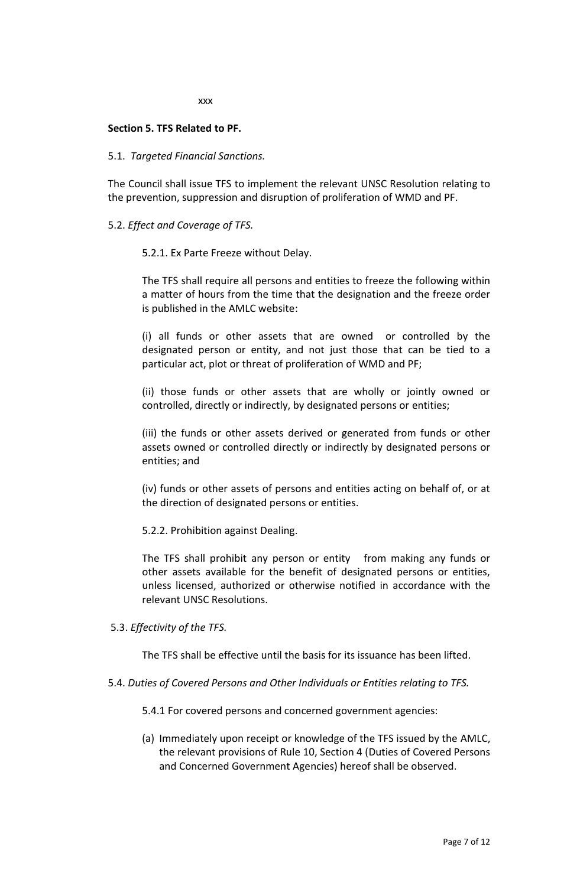xxx

**Section 5. TFS Related to PF.**

5.1. *Targeted Financial Sanctions.*

The Council shall issue TFS to implement the relevant UNSC Resolution relating to the prevention, suppression and disruption of proliferation of WMD and PF.

5.2. *Effect and Coverage of TFS.*

5.2.1. Ex Parte Freeze without Delay.

The TFS shall require all persons and entities to freeze the following within a matter of hours from the time that the designation and the freeze order is published in the AMLC website:

(i) all funds or other assets that are owned or controlled by the designated person or entity, and not just those that can be tied to a particular act, plot or threat of proliferation of WMD and PF;

(ii) those funds or other assets that are wholly or jointly owned or controlled, directly or indirectly, by designated persons or entities;

(iii) the funds or other assets derived or generated from funds or other assets owned or controlled directly or indirectly by designated persons or entities; and

(iv) funds or other assets of persons and entities acting on behalf of, or at the direction of designated persons or entities.

5.2.2. Prohibition against Dealing.

The TFS shall prohibit any person or entity from making any funds or other assets available for the benefit of designated persons or entities, unless licensed, authorized or otherwise notified in accordance with the relevant UNSC Resolutions.

5.3. *Effectivity of the TFS.*

The TFS shall be effective until the basis for its issuance has been lifted.

5.4. *Duties of Covered Persons and Other Individuals or Entities relating to TFS.*

5.4.1 For covered persons and concerned government agencies:

(a) Immediately upon receipt or knowledge of the TFS issued by the AMLC, the relevant provisions of Rule 10, Section 4 (Duties of Covered Persons and Concerned Government Agencies) hereof shall be observed.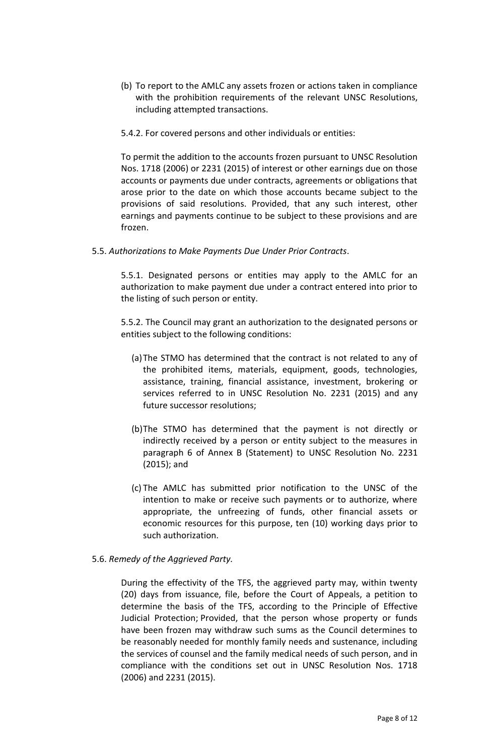(b) To report to the AMLC any assets frozen or actions taken in compliance with the prohibition requirements of the relevant UNSC Resolutions, including attempted transactions.

5.4.2. For covered persons and other individuals or entities:

To permit the addition to the accounts frozen pursuant to UNSC Resolution Nos. 1718 (2006) or 2231 (2015) of interest or other earnings due on those accounts or payments due under contracts, agreements or obligations that arose prior to the date on which those accounts became subject to the provisions of said resolutions. Provided, that any such interest, other earnings and payments continue to be subject to these provisions and are frozen.

5.5. *Authorizations to Make Payments Due Under Prior Contracts*.

5.5.1. Designated persons or entities may apply to the AMLC for an authorization to make payment due under a contract entered into prior to the listing of such person or entity.

5.5.2. The Council may grant an authorization to the designated persons or entities subject to the following conditions:

(a) The STMO has determined that the contract is not related to any of the prohibited items, materials, equipment, goods, technologies, assistance, training, financial assistance, investment, brokering or services referred to in UNSC Resolution No. 2231 (2015) and any future successor resolutions;

(b) The STMO has determined that the payment is not directly or indirectly received by a person or entity subject to the measures in paragraph 6 of Annex B (Statement) to UNSC Resolution No. 2231 (2015); and

(c) The AMLC has submitted prior notification to the UNSC of the intention to make or receive such payments or to authorize, where appropriate, the unfreezing of funds, other financial assets or economic resources for this purpose, ten (10) working days prior to such authorization.

5.6. *Remedy of the Aggrieved Party.*

During the effectivity of the TFS, the aggrieved party may, within twenty (20) days from issuance, file, before the Court of Appeals, a petition to determine the basis of the TFS, according to the Principle of Effective Judicial Protection; Provided, that the person whose property or funds have been frozen may withdraw such sums as the Council determines to be reasonably needed for monthly family needs and sustenance, including the services of counsel and the family medical needs of such person, and in compliance with the conditions set out in UNSC Resolution Nos. 1718 (2006) and 2231 (2015).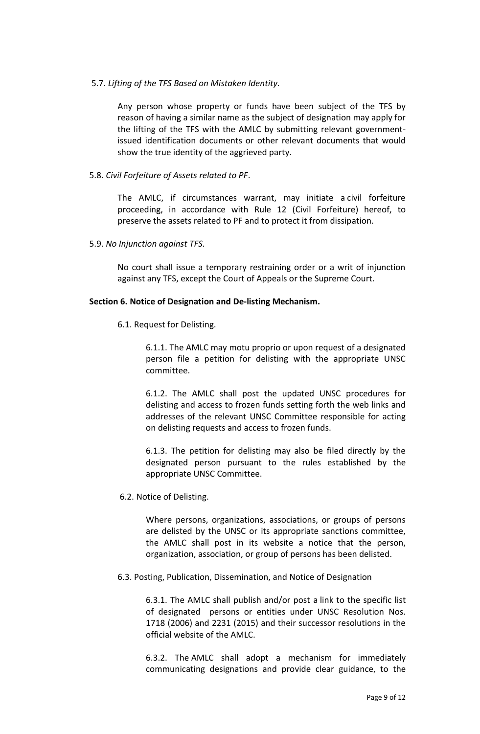5.7. *Lifting of the TFS Based on Mistaken Identity.*

Any person whose property or funds have been subject of the TFS by reason of having a similar name as the subject of designation may apply for the lifting of the TFS with the AMLC by submitting relevant government-issued identification documents or other relevant documents that would show the true identity of the aggrieved party.

5.8. *Civil Forfeiture of Assets related to PF*.

The AMLC, if circumstances warrant, may initiate a civil forfeiture proceeding, in accordance with Rule 12 (Civil Forfeiture) hereof, to preserve the assets related to PF and to protect it from dissipation.

5.9. *No Injunction against TFS.*

No court shall issue a temporary restraining order or a writ of injunction against any TFS, except the Court of Appeals or the Supreme Court.

**Section 6. Notice of Designation and De-listing Mechanism.**

6.1. Request for Delisting.

6.1.1. The AMLC may motu proprio or upon request of a designated person file a petition for delisting with the appropriate UNSC committee.

6.1.2. The AMLC shall post the updated UNSC procedures for delisting and access to frozen funds setting forth the web links and addresses of the relevant UNSC Committee responsible for acting on delisting requests and access to frozen funds.

6.1.3. The petition for delisting may also be filed directly by the designated person pursuant to the rules established by the appropriate UNSC Committee.

6.2. Notice of Delisting.

Where persons, organizations, associations, or groups of persons are delisted by the UNSC or its appropriate sanctions committee, the AMLC shall post in its website a notice that the person, organization, association, or group of persons has been delisted.

6.3. Posting, Publication, Dissemination, and Notice of Designation

6.3.1. The AMLC shall publish and/or post a link to the specific list of designated persons or entities under UNSC Resolution Nos. 1718 (2006) and 2231 (2015) and their successor resolutions in the official website of the AMLC.

6.3.2. The AMLC shall adopt a mechanism for immediately communicating designations and provide clear guidance, to the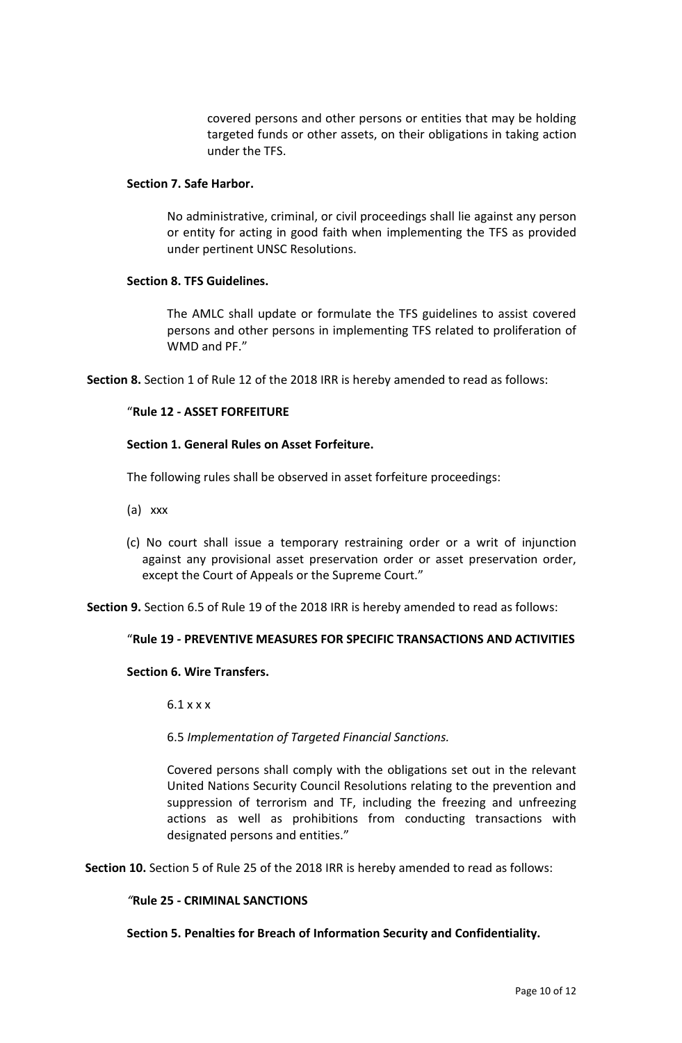covered persons and other persons or entities that may be holding targeted funds or other assets, on their obligations in taking action under the TFS.

**Section 7. Safe Harbor.**

No administrative, criminal, or civil proceedings shall lie against any person or entity for acting in good faith when implementing the TFS as provided under pertinent UNSC Resolutions.

**Section 8. TFS Guidelines.**

The AMLC shall update or formulate the TFS guidelines to assist covered persons and other persons in implementing TFS related to proliferation of WMD and PF."

**Section 8.** Section 1 of Rule 12 of the 2018 IRR is hereby amended to read as follows:

"**Rule 12 - ASSET FORFEITURE**

**Section 1. General Rules on Asset Forfeiture.**

The following rules shall be observed in asset forfeiture proceedings:

(a) xxx

(c) No court shall issue a temporary restraining order or a writ of injunction against any provisional asset preservation order or asset preservation order, except the Court of Appeals or the Supreme Court."

**Section 9.** Section 6.5 of Rule 19 of the 2018 IRR is hereby amended to read as follows:

"**Rule 19 - PREVENTIVE MEASURES FOR SPECIFIC TRANSACTIONS AND ACTIVITIES**

**Section 6. Wire Transfers.**

6.1 x x x

6.5 *Implementation of Targeted Financial Sanctions.*

Covered persons shall comply with the obligations set out in the relevant United Nations Security Council Resolutions relating to the prevention and suppression of terrorism and TF, including the freezing and unfreezing actions as well as prohibitions from conducting transactions with designated persons and entities."

**Section 10.** Section 5 of Rule 25 of the 2018 IRR is hereby amended to read as follows:

*"***Rule 25 - CRIMINAL SANCTIONS**

**Section 5. Penalties for Breach of Information Security and Confidentiality.**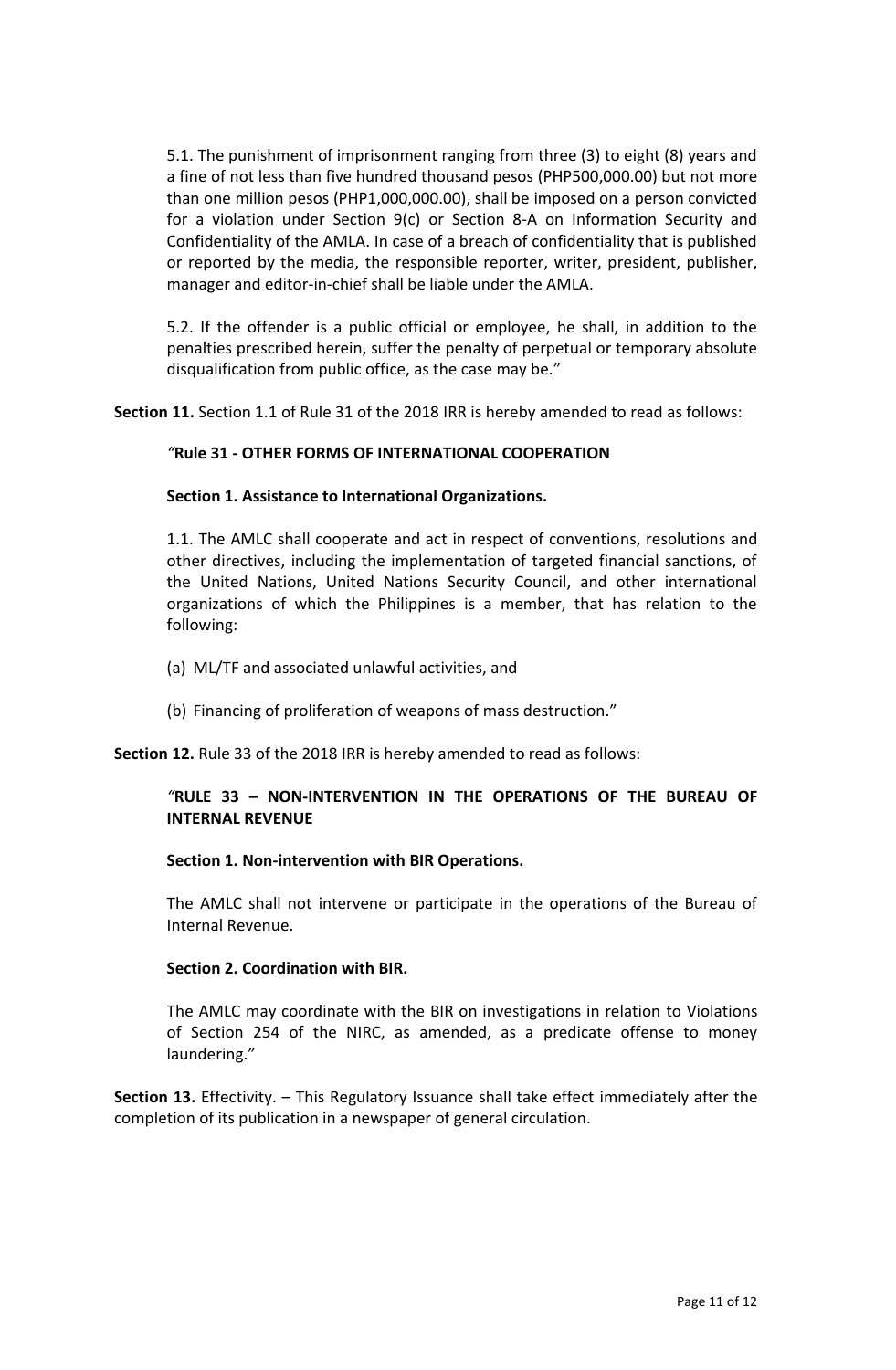5.1. The punishment of imprisonment ranging from three (3) to eight (8) years and a fine of not less than five hundred thousand pesos (PHP500,000.00) but not more than one million pesos (PHP1,000,000.00), shall be imposed on a person convicted for a violation under Section 9(c) or Section 8-A on Information Security and Confidentiality of the AMLA. In case of a breach of confidentiality that is published or reported by the media, the responsible reporter, writer, president, publisher, manager and editor-in-chief shall be liable under the AMLA.

5.2. If the offender is a public official or employee, he shall, in addition to the penalties prescribed herein, suffer the penalty of perpetual or temporary absolute disqualification from public office, as the case may be."

**Section 11.** Section 1.1 of Rule 31 of the 2018 IRR is hereby amended to read as follows:

"**Rule 31 - OTHER FORMS OF INTERNATIONAL COOPERATION**

**Section 1. Assistance to International Organizations.**

1.1. The AMLC shall cooperate and act in respect of conventions, resolutions and other directives, including the implementation of targeted financial sanctions, of the United Nations, United Nations Security Council, and other international organizations of which the Philippines is a member, that has relation to the following:

(a) ML/TF and associated unlawful activities, and

(b) Financing of proliferation of weapons of mass destruction."

**Section 12.** Rule 33 of the 2018 IRR is hereby amended to read as follows:

"**RULE 33 – NON-INTERVENTION IN THE OPERATIONS OF THE BUREAU OF INTERNAL REVENUE**

**Section 1. Non-intervention with BIR Operations.**

The AMLC shall not intervene or participate in the operations of the Bureau of Internal Revenue.

**Section 2. Coordination with BIR.**

The AMLC may coordinate with the BIR on investigations in relation to Violations of Section 254 of the NIRC, as amended, as a predicate offense to money laundering."

**Section 13.** Effectivity. – This Regulatory Issuance shall take effect immediately after the completion of its publication in a newspaper of general circulation.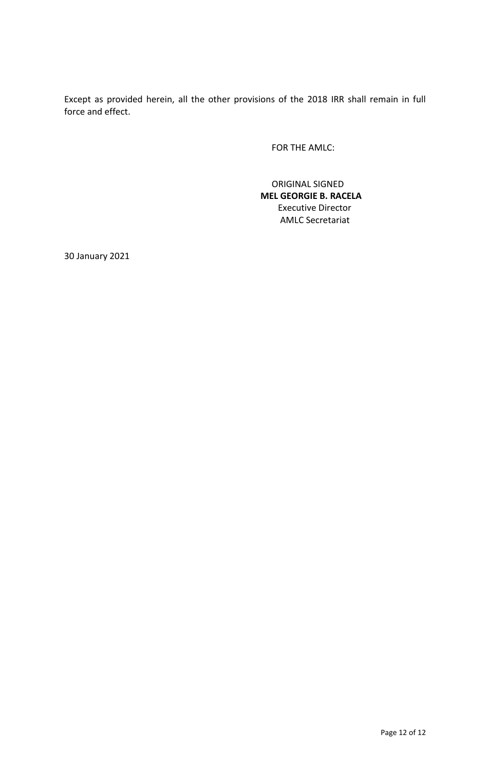Except as provided herein, all the other provisions of the 2018 IRR shall remain in full force and effect.

FOR THE AMLC:

ORIGINAL SIGNED
**MEL GEORGIE B. RACELA**
Executive Director
AMLC Secretariat

30 January 2021